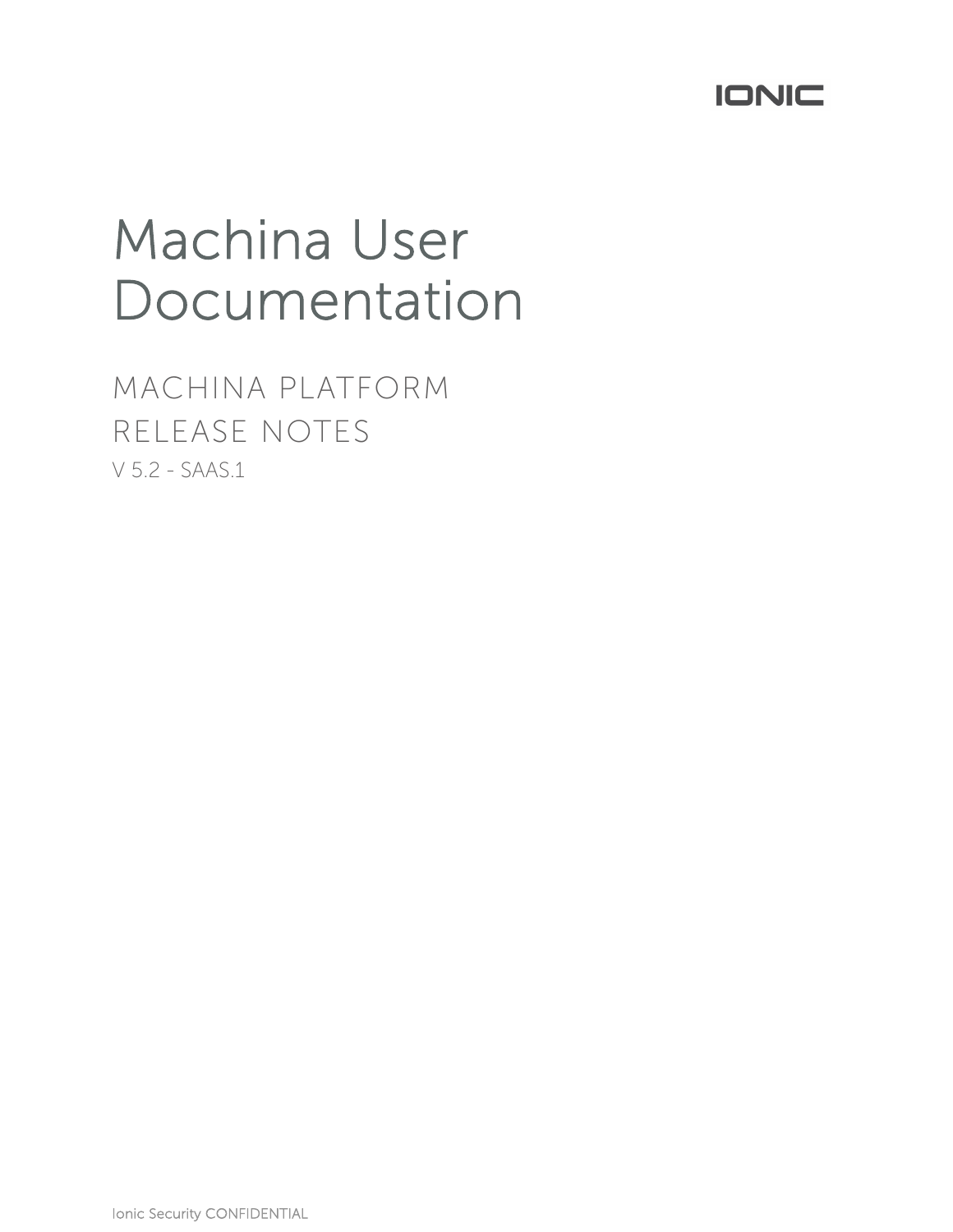IONIC

# Machina User Documentation

## MACHINA PLATFORM RELEASE NOTES

V 5.2 - SAAS.1

Ionic Security CONFIDENTIAL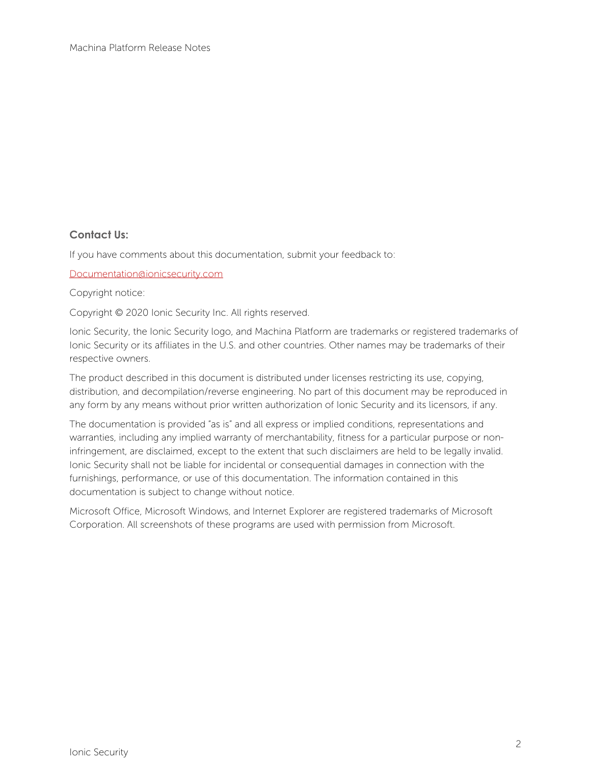## Contact Us:

If you have comments about this documentation, submit your feedback to:

[Documentation@ionicsecurity.com](mailto:Documentation@ionicsecurity.com)

Copyright notice:

Copyright © 2020 Ionic Security Inc. All rights reserved.

Ionic Security, the Ionic Security logo, and Machina Platform are trademarks or registered trademarks of Ionic Security or its affiliates in the U.S. and other countries. Other names may be trademarks of their respective owners.

The product described in this document is distributed under licenses restricting its use, copying, distribution, and decompilation/reverse engineering. No part of this document may be reproduced in any form by any means without prior written authorization of Ionic Security and its licensors, if any.

The documentation is provided "as is" and all express or implied conditions, representations and warranties, including any implied warranty of merchantability, fitness for a particular purpose or non-infringement, are disclaimed, except to the extent that such disclaimers are held to be legally invalid. Ionic Security shall not be liable for incidental or consequential damages in connection with the furnishings, performance, or use of this documentation. The information contained in this documentation is subject to change without notice.

Microsoft Office, Microsoft Windows, and Internet Explorer are registered trademarks of Microsoft Corporation. All screenshots of these programs are used with permission from Microsoft.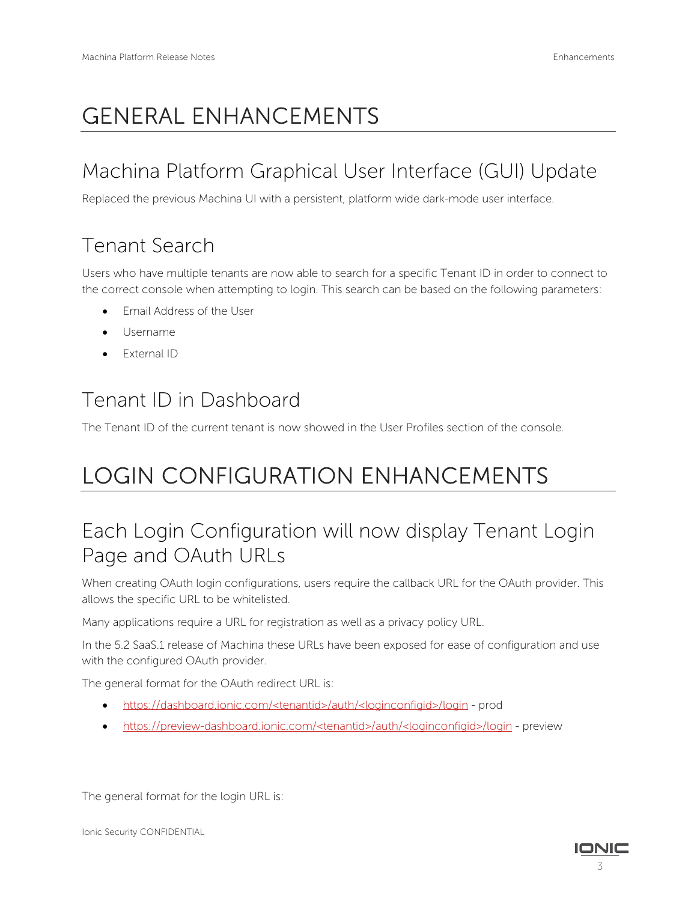# GENERAL ENHANCEMENTS

## Machina Platform Graphical User Interface (GUI) Update

Replaced the previous Machina UI with a persistent, platform wide dark-mode user interface.

## Tenant Search

Users who have multiple tenants are now able to search for a specific Tenant ID in order to connect to the correct console when attempting to login. This search can be based on the following parameters:

- Email Address of the User
- Username
- External ID

## Tenant ID in Dashboard

The Tenant ID of the current tenant is now showed in the User Profiles section of the console.

# LOGIN CONFIGURATION ENHANCEMENTS

## Each Login Configuration will now display Tenant Login Page and OAuth URLs

When creating OAuth login configurations, users require the callback URL for the OAuth provider. This allows the specific URL to be whitelisted.

Many applications require a URL for registration as well as a privacy policy URL.

In the 5.2 SaaS.1 release of Machina these URLs have been exposed for ease of configuration and use with the configured OAuth provider.

The general format for the OAuth redirect URL is:

- https://dashboard.ionic.com/<tenantid>/auth/<loginconfigid>/login - prod
- https://preview-dashboard.ionic.com/<tenantid>/auth/<loginconfigid>/login - preview

The general format for the login URL is: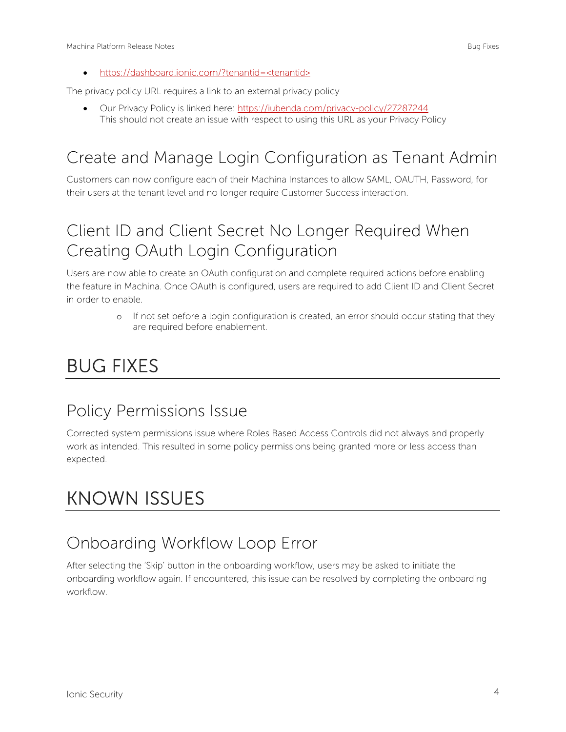- https://dashboard.ionic.com/?tenantid=<tenantid>

The privacy policy URL requires a link to an external privacy policy

- Our Privacy Policy is linked here: https://iubenda.com/privacy-policy/27287244
  This should not create an issue with respect to using this URL as your Privacy Policy

## Create and Manage Login Configuration as Tenant Admin

Customers can now configure each of their Machina Instances to allow SAML, OAUTH, Password, for their users at the tenant level and no longer require Customer Success interaction.

## Client ID and Client Secret No Longer Required When Creating OAuth Login Configuration

Users are now able to create an OAuth configuration and complete required actions before enabling the feature in Machina. Once OAuth is configured, users are required to add Client ID and Client Secret in order to enable.

  - If not set before a login configuration is created, an error should occur stating that they are required before enablement.

# BUG FIXES

## Policy Permissions Issue

Corrected system permissions issue where Roles Based Access Controls did not always and properly work as intended. This resulted in some policy permissions being granted more or less access than expected.

# KNOWN ISSUES

## Onboarding Workflow Loop Error

After selecting the 'Skip' button in the onboarding workflow, users may be asked to initiate the onboarding workflow again. If encountered, this issue can be resolved by completing the onboarding workflow.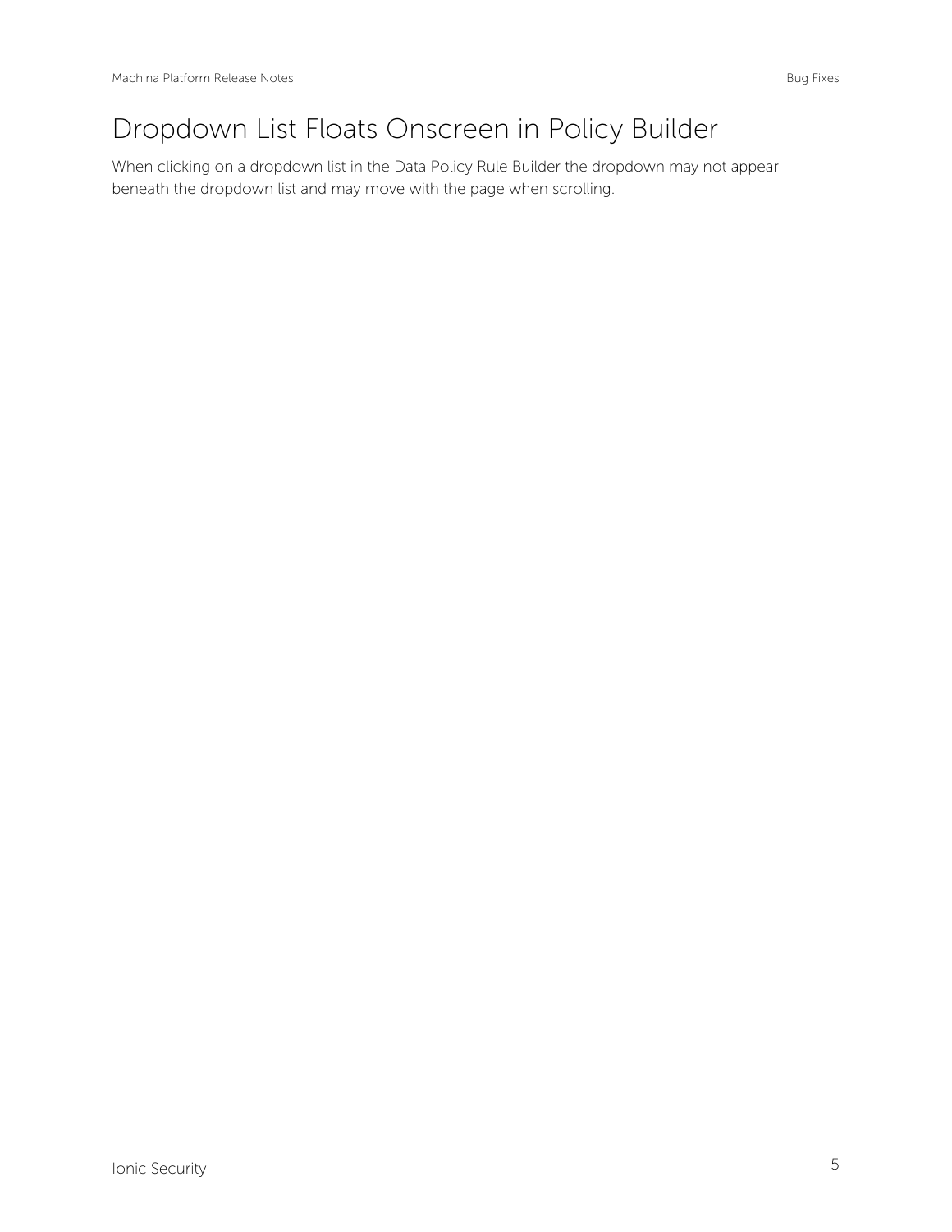## Dropdown List Floats Onscreen in Policy Builder

When clicking on a dropdown list in the Data Policy Rule Builder the dropdown may not appear beneath the dropdown list and may move with the page when scrolling.